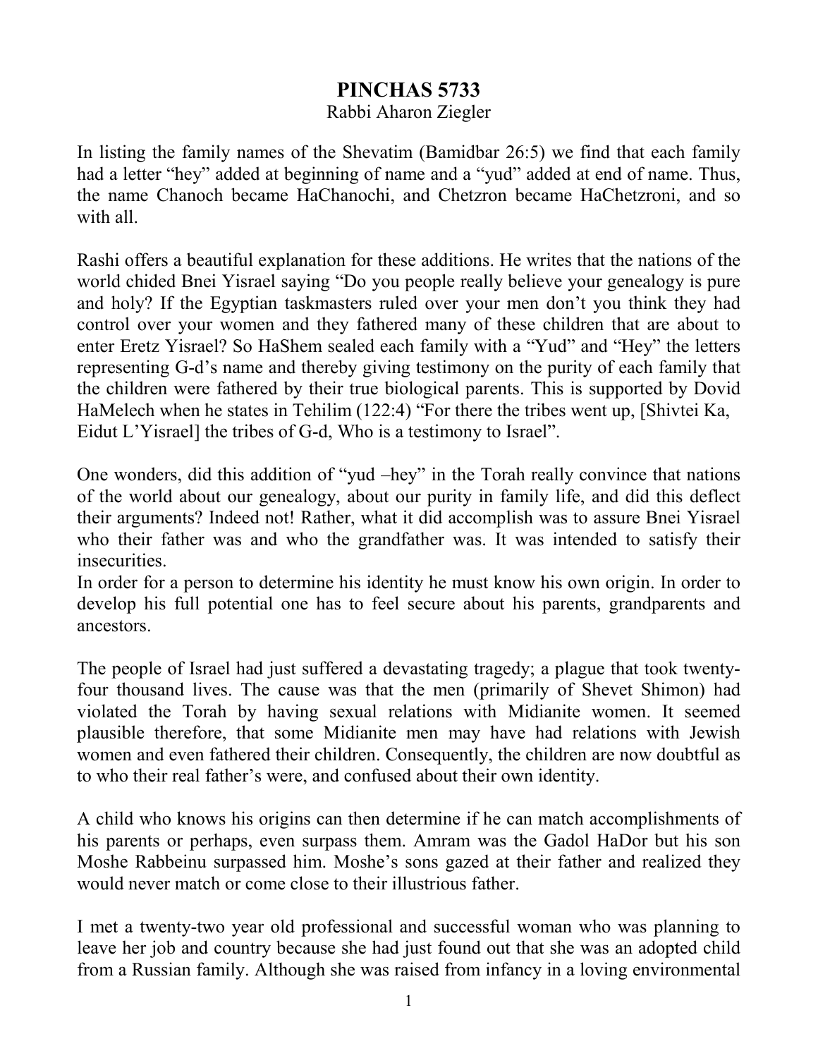# PINCHAS 5733

Rabbi Aharon Ziegler

In listing the family names of the Shevatim (Bamidbar 26:5) we find that each family had a letter "hey" added at beginning of name and a "yud" added at end of name. Thus, the name Chanoch became HaChanochi, and Chetzron became HaChetzroni, and so with all.

Rashi offers a beautiful explanation for these additions. He writes that the nations of the world chided Bnei Yisrael saying "Do you people really believe your genealogy is pure and holy? If the Egyptian taskmasters ruled over your men don't you think they had control over your women and they fathered many of these children that are about to enter Eretz Yisrael? So HaShem sealed each family with a "Yud" and "Hey" the letters representing G-d's name and thereby giving testimony on the purity of each family that the children were fathered by their true biological parents. This is supported by Dovid HaMelech when he states in Tehilim (122:4) "For there the tribes went up, [Shivtei Ka, Eidut L'Yisrael] the tribes of G-d, Who is a testimony to Israel".

One wonders, did this addition of "yud –hey" in the Torah really convince that nations of the world about our genealogy, about our purity in family life, and did this deflect their arguments? Indeed not! Rather, what it did accomplish was to assure Bnei Yisrael who their father was and who the grandfather was. It was intended to satisfy their insecurities.
In order for a person to determine his identity he must know his own origin. In order to develop his full potential one has to feel secure about his parents, grandparents and ancestors.

The people of Israel had just suffered a devastating tragedy; a plague that took twenty-four thousand lives. The cause was that the men (primarily of Shevet Shimon) had violated the Torah by having sexual relations with Midianite women. It seemed plausible therefore, that some Midianite men may have had relations with Jewish women and even fathered their children. Consequently, the children are now doubtful as to who their real father's were, and confused about their own identity.

A child who knows his origins can then determine if he can match accomplishments of his parents or perhaps, even surpass them. Amram was the Gadol HaDor but his son Moshe Rabbeinu surpassed him. Moshe's sons gazed at their father and realized they would never match or come close to their illustrious father.

I met a twenty-two year old professional and successful woman who was planning to leave her job and country because she had just found out that she was an adopted child from a Russian family. Although she was raised from infancy in a loving environmental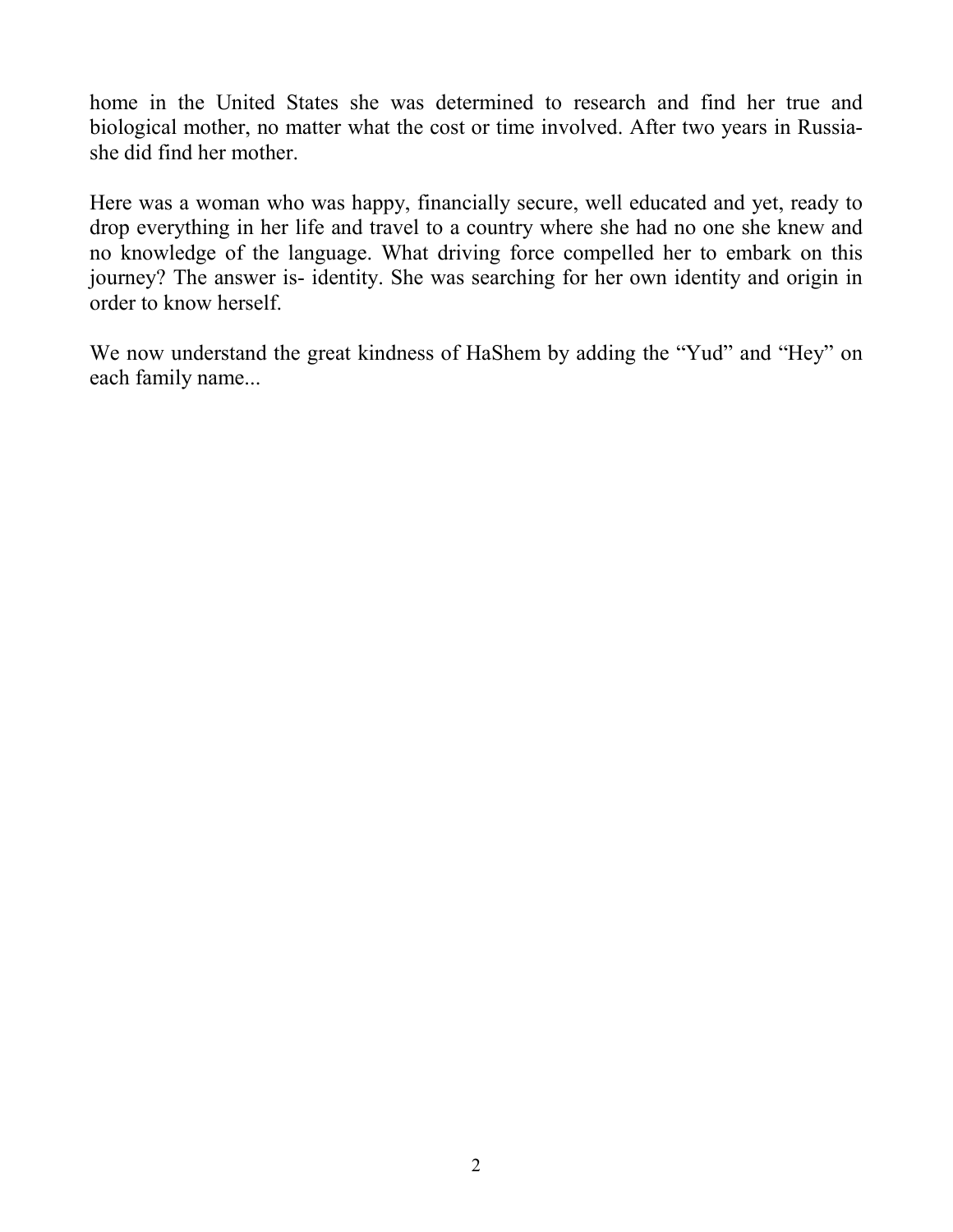home in the United States she was determined to research and find her true and biological mother, no matter what the cost or time involved. After two years in Russia- she did find her mother.

Here was a woman who was happy, financially secure, well educated and yet, ready to drop everything in her life and travel to a country where she had no one she knew and no knowledge of the language. What driving force compelled her to embark on this journey? The answer is- identity. She was searching for her own identity and origin in order to know herself.

We now understand the great kindness of HaShem by adding the "Yud" and "Hey" on each family name...